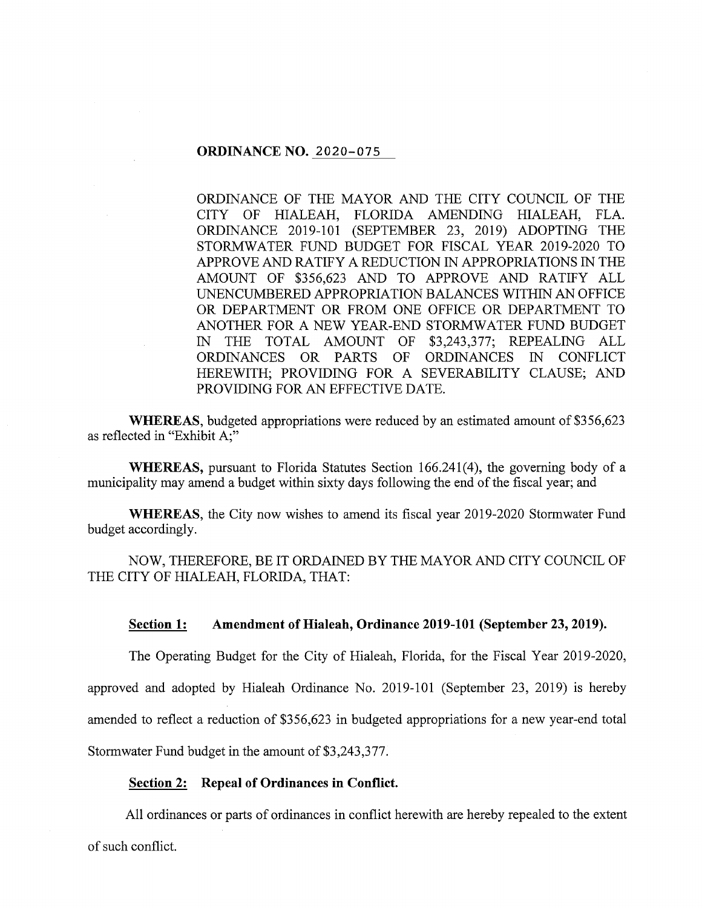# ORDINANCE NO. 2020-075

ORDINANCE OF THE MAYOR AND THE CITY COUNCIL OF THE CITY OF HIALEAH, FLORIDA AMENDING HIALEAH, FLA. ORDINANCE 2019-101 (SEPTEMBER 23, 2019) ADOPTING THE STORMWATER FUND BUDGET FOR FISCAL YEAR 2019-2020 TO APPROVE AND RATIFY A REDUCTION IN APPROPRIATIONS IN THE AMOUNT OF $356,623 AND TO APPROVE AND RATIFY ALL UNENCUMBERED APPROPRIATION BALANCES WITHIN AN OFFICE OR DEPARTMENT OR FROM ONE OFFICE OR DEPARTMENT TO ANOTHER FOR A NEW YEAR-END STORMWATER FUND BUDGET IN THE TOTAL AMOUNT OF $3,243,377; REPEALING ALL ORDINANCES OR PARTS OF ORDINANCES IN CONFLICT HEREWITH; PROVIDING FOR A SEVERABILITY CLAUSE; AND PROVIDING FOR AN EFFECTIVE DATE.

**WHEREAS**, budgeted appropriations were reduced by an estimated amount of $356,623 as reflected in "Exhibit A;"

**WHEREAS,** pursuant to Florida Statutes Section 166.241(4), the governing body of a municipality may amend a budget within sixty days following the end of the fiscal year; and

**WHEREAS**, the City now wishes to amend its fiscal year 2019-2020 Stormwater Fund budget accordingly.

NOW, THEREFORE, BE IT ORDAINED BY THE MAYOR AND CITY COUNCIL OF THE CITY OF HIALEAH, FLORIDA, THAT:

**Section 1: Amendment of Hialeah, Ordinance 2019-101 (September 23, 2019).**

The Operating Budget for the City of Hialeah, Florida, for the Fiscal Year 2019-2020, approved and adopted by Hialeah Ordinance No. 2019-101 (September 23, 2019) is hereby amended to reflect a reduction of $356,623 in budgeted appropriations for a new year-end total Stormwater Fund budget in the amount of $3,243,377.

**Section 2: Repeal of Ordinances in Conflict.**

All ordinances or parts of ordinances in conflict herewith are hereby repealed to the extent of such conflict.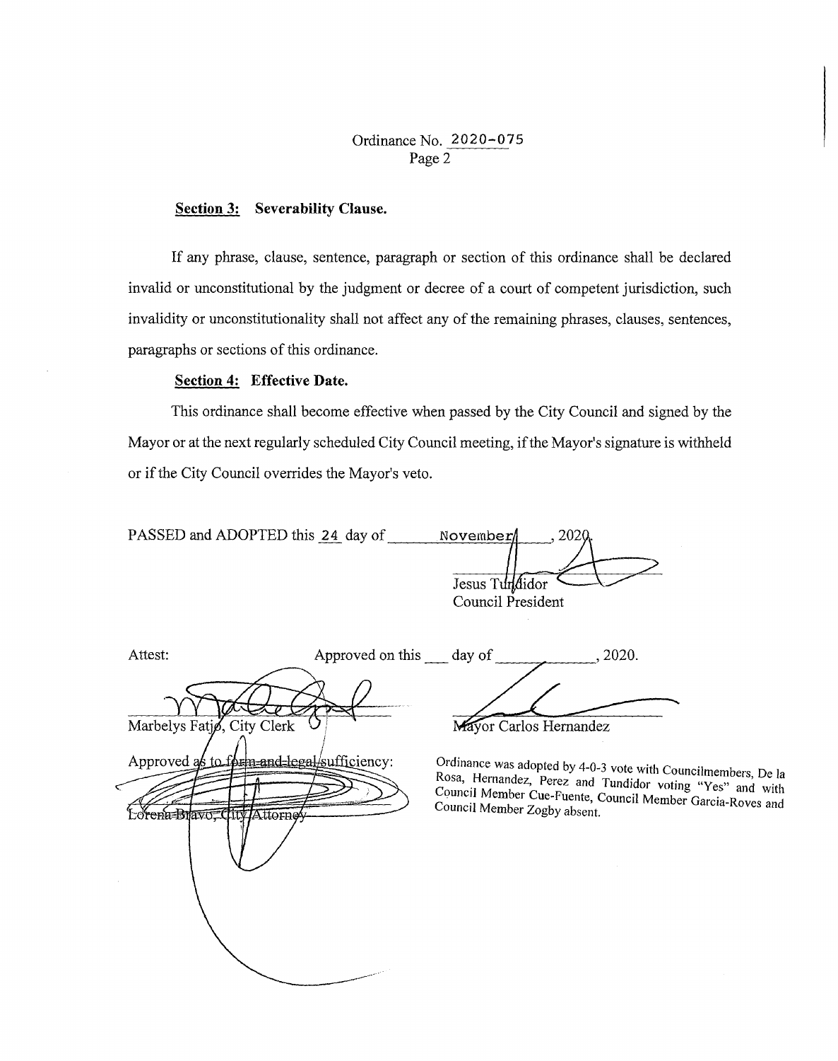Ordinance No. 2020-075

**Section 3: Severability Clause.**

If any phrase, clause, sentence, paragraph or section of this ordinance shall be declared invalid or unconstitutional by the judgment or decree of a court of competent jurisdiction, such invalidity or unconstitutionality shall not affect any of the remaining phrases, clauses, sentences, paragraphs or sections of this ordinance.

**Section 4: Effective Date.**

This ordinance shall become effective when passed by the City Council and signed by the Mayor or at the next regularly scheduled City Council meeting, if the Mayor's signature is withheld or if the City Council overrides the Mayor's veto.

PASSED and ADOPTED this 24 day of November, 2020.

Jesus Tundidor
Council President

Attest:

Marbelys Fatjo, City Clerk

Approved as to form and legal sufficiency:

Lorena Bravo, City Attorney

Approved on this ___ day of ____________, 2020.

Mayor Carlos Hernandez

Ordinance was adopted by 4-0-3 vote with Councilmembers, De la Rosa, Hernandez, Perez and Tundidor voting "Yes" and with Council Member Cue-Fuente, Council Member Garcia-Roves and Council Member Zogby absent.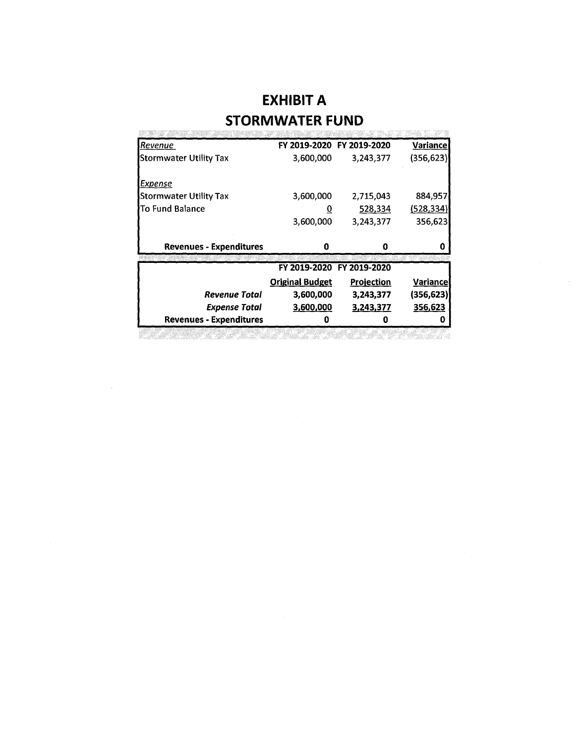# EXHIBIT A

## STORMWATER FUND

| *Revenue* | FY 2019-2020 | FY 2019-2020 | Variance |
|---|---|---|---|
| Stormwater Utility Tax | 3,600,000 | 3,243,377 | (356,623) |
| | | | |
| *Expense* | | | |
| Stormwater Utility Tax | 3,600,000 | 2,715,043 | 884,957 |
| To Fund Balance | 0 | 528,334 | (528,334) |
| | 3,600,000 | 3,243,377 | 356,623 |
| | | | |
| **Revenues - Expenditures** | **0** | **0** | **0** |

| | FY 2019-2020 | FY 2019-2020 | |
|---|---|---|---|
| | **Original Budget** | **Projection** | **Variance** |
| ***Revenue Total*** | **3,600,000** | **3,243,377** | **(356,623)** |
| ***Expense Total*** | **3,600,000** | **3,243,377** | **356,623** |
| **Revenues - Expenditures** | **0** | **0** | **0** |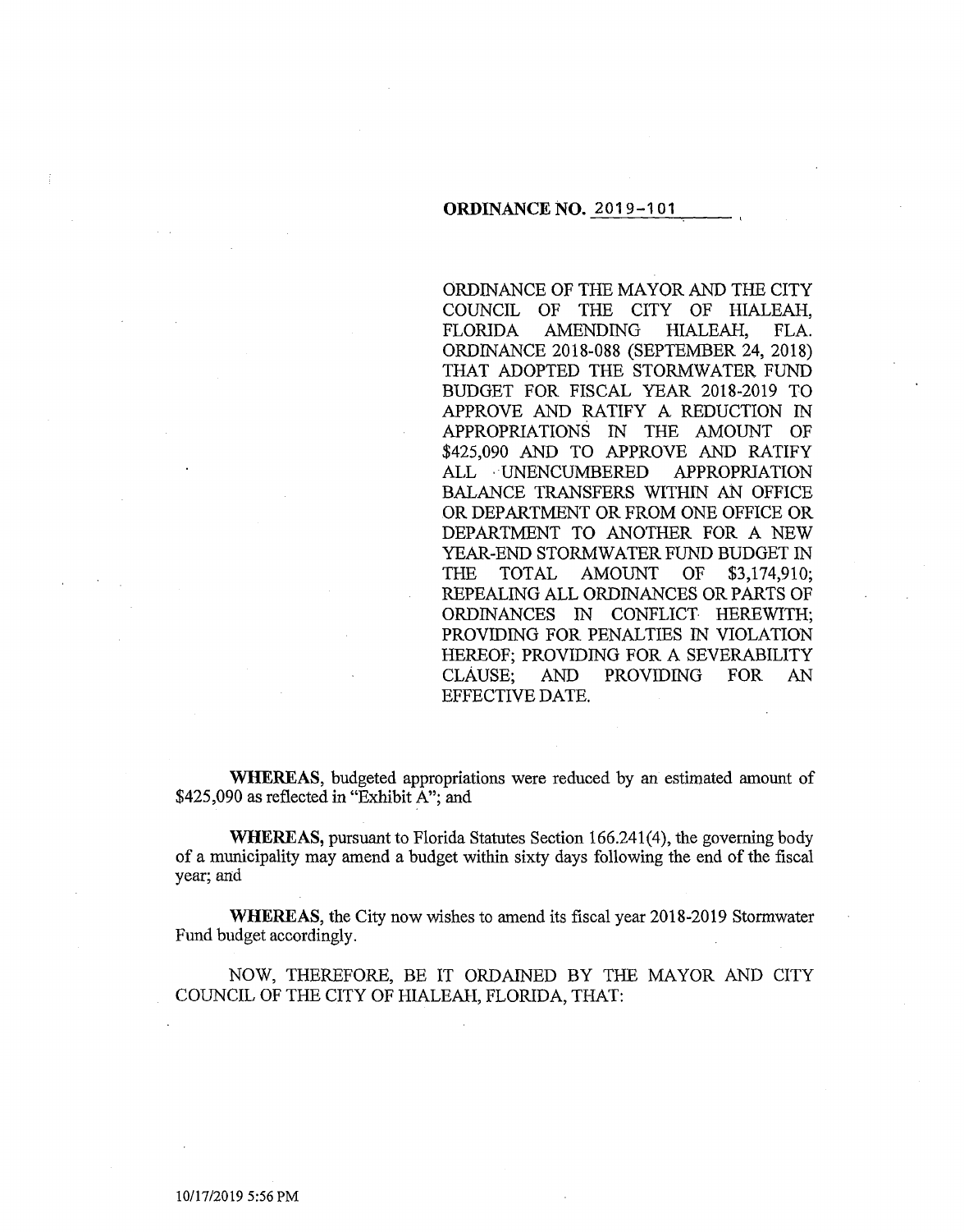**ORDINANCE NO. 2019-101**

ORDINANCE OF THE MAYOR AND THE CITY COUNCIL OF THE CITY OF HIALEAH, FLORIDA AMENDING HIALEAH, FLA. ORDINANCE 2018-088 (SEPTEMBER 24, 2018) THAT ADOPTED THE STORMWATER FUND BUDGET FOR FISCAL YEAR 2018-2019 TO APPROVE AND RATIFY A REDUCTION IN APPROPRIATIONS IN THE AMOUNT OF $425,090 AND TO APPROVE AND RATIFY ALL UNENCUMBERED APPROPRIATION BALANCE TRANSFERS WITHIN AN OFFICE OR DEPARTMENT OR FROM ONE OFFICE OR DEPARTMENT TO ANOTHER FOR A NEW YEAR-END STORMWATER FUND BUDGET IN THE TOTAL AMOUNT OF $3,174,910; REPEALING ALL ORDINANCES OR PARTS OF ORDINANCES IN CONFLICT HEREWITH; PROVIDING FOR PENALTIES IN VIOLATION HEREOF; PROVIDING FOR A SEVERABILITY CLAUSE; AND PROVIDING FOR AN EFFECTIVE DATE.

**WHEREAS,** budgeted appropriations were reduced by an estimated amount of $425,090 as reflected in "Exhibit A"; and

**WHEREAS,** pursuant to Florida Statutes Section 166.241(4), the governing body of a municipality may amend a budget within sixty days following the end of the fiscal year; and

**WHEREAS,** the City now wishes to amend its fiscal year 2018-2019 Stormwater Fund budget accordingly.

NOW, THEREFORE, BE IT ORDAINED BY THE MAYOR AND CITY COUNCIL OF THE CITY OF HIALEAH, FLORIDA, THAT:

10/17/2019 5:56 PM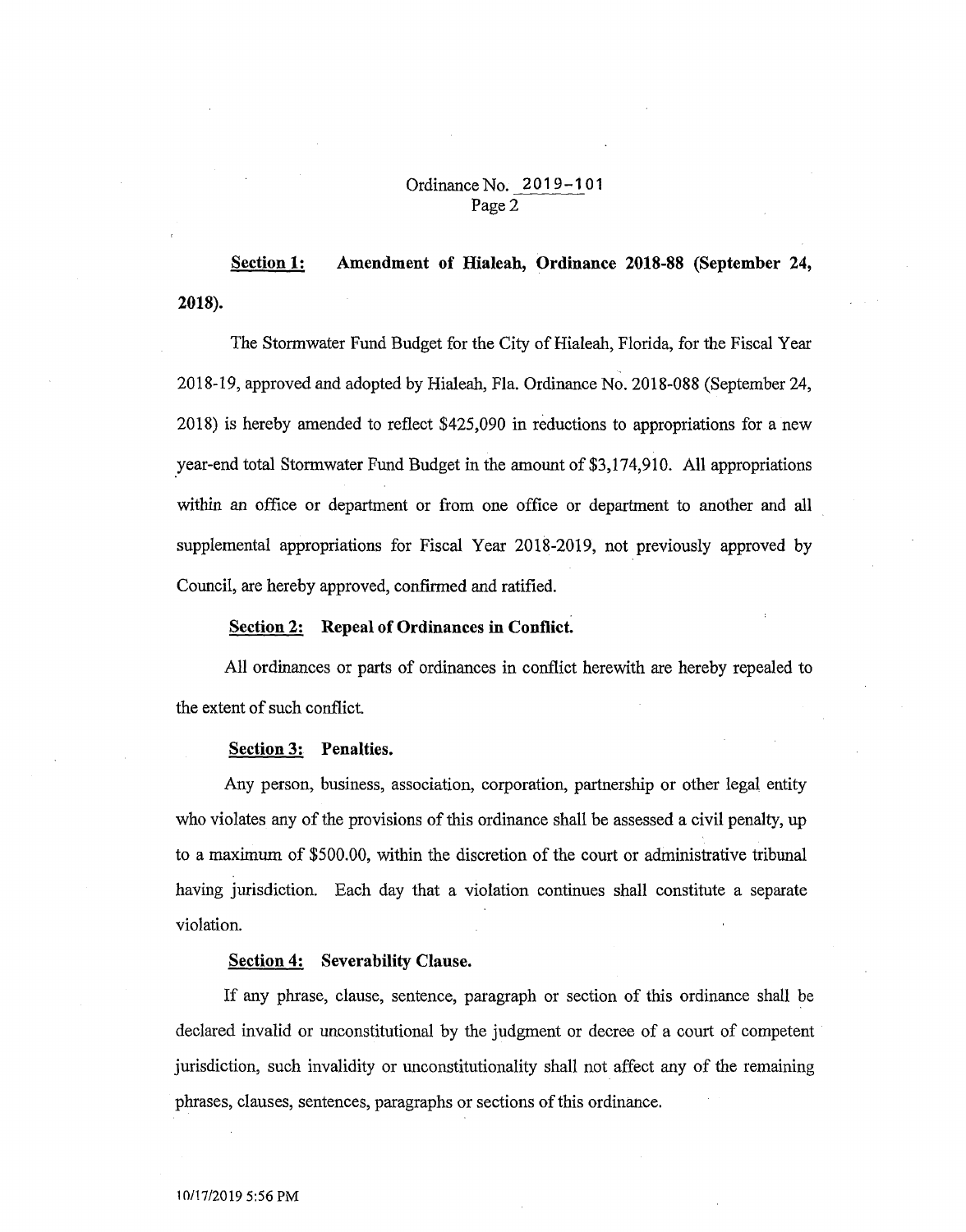**Section 1: Amendment of Hialeah, Ordinance 2018-88 (September 24, 2018).**

The Stormwater Fund Budget for the City of Hialeah, Florida, for the Fiscal Year 2018-19, approved and adopted by Hialeah, Fla. Ordinance No. 2018-088 (September 24, 2018) is hereby amended to reflect $425,090 in reductions to appropriations for a new year-end total Stormwater Fund Budget in the amount of $3,174,910. All appropriations within an office or department or from one office or department to another and all supplemental appropriations for Fiscal Year 2018-2019, not previously approved by Council, are hereby approved, confirmed and ratified.

**Section 2: Repeal of Ordinances in Conflict.**

All ordinances or parts of ordinances in conflict herewith are hereby repealed to the extent of such conflict.

**Section 3: Penalties.**

Any person, business, association, corporation, partnership or other legal entity who violates any of the provisions of this ordinance shall be assessed a civil penalty, up to a maximum of $500.00, within the discretion of the court or administrative tribunal having jurisdiction. Each day that a violation continues shall constitute a separate violation.

**Section 4: Severability Clause.**

If any phrase, clause, sentence, paragraph or section of this ordinance shall be declared invalid or unconstitutional by the judgment or decree of a court of competent jurisdiction, such invalidity or unconstitutionality shall not affect any of the remaining phrases, clauses, sentences, paragraphs or sections of this ordinance.

10/17/2019 5:56 PM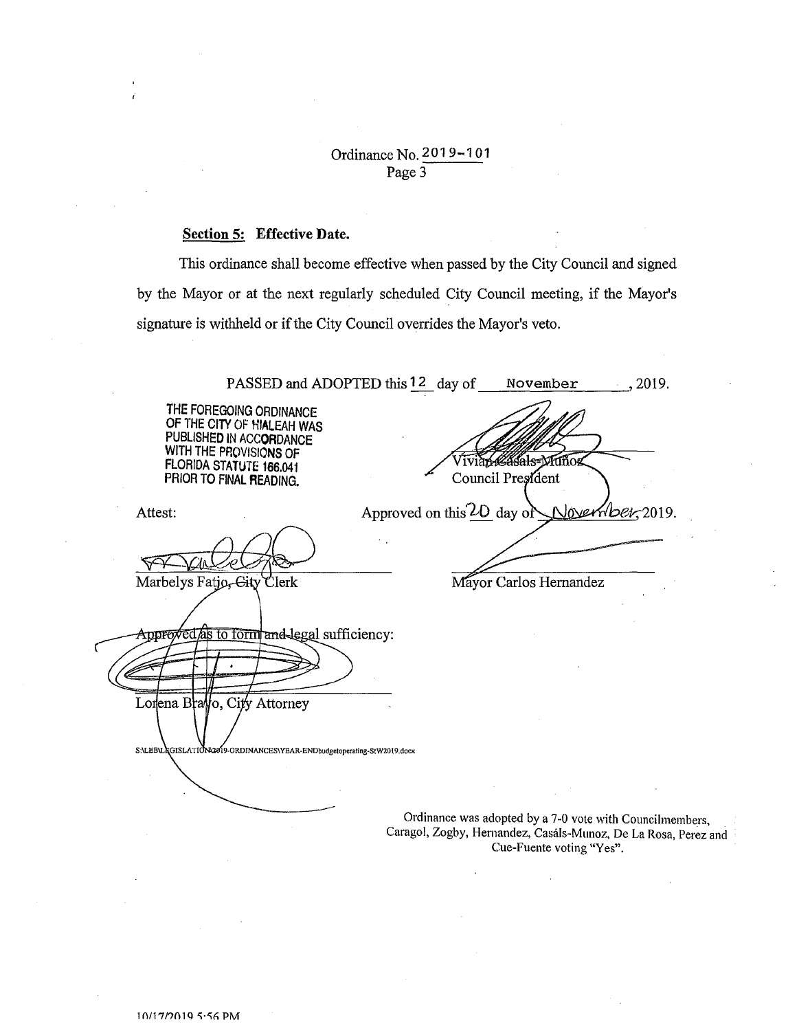Ordinance No. 2019-101
Page 3

**Section 5: Effective Date.**

This ordinance shall become effective when passed by the City Council and signed by the Mayor or at the next regularly scheduled City Council meeting, if the Mayor's signature is withheld or if the City Council overrides the Mayor's veto.

PASSED and ADOPTED this 12 day of November, 2019.

THE FOREGOING ORDINANCE OF THE CITY OF HIALEAH WAS PUBLISHED IN ACCORDANCE WITH THE PROVISIONS OF FLORIDA STATUTE 166.041 PRIOR TO FINAL READING.

Vivian Casals-Muñoz
Council President

Attest:

Approved on this 20 day of November, 2019.

Marbelys Fatjo, City Clerk

Mayor Carlos Hernandez

Approved as to form and legal sufficiency:

Lorena Bravo, City Attorney

S:\LEB\LEGISLATION\2019-ORDINANCES\YEAR-ENDbudgetoperating-StW2019.docx

Ordinance was adopted by a 7-0 vote with Councilmembers, Caragol, Zogby, Hernandez, Casáls-Munoz, De La Rosa, Perez and Cue-Fuente voting "Yes".